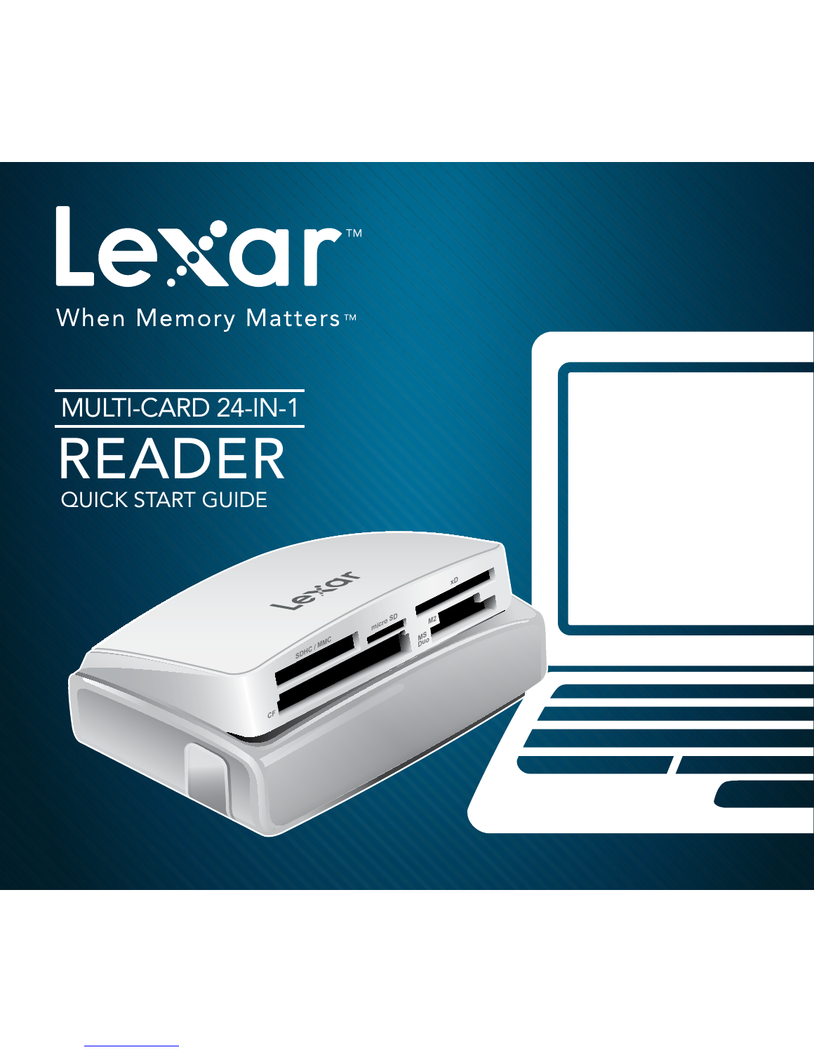# Lexar™

When Memory Matters™

## MULTI-CARD 24-IN-1

# READER

### QUICK START GUIDE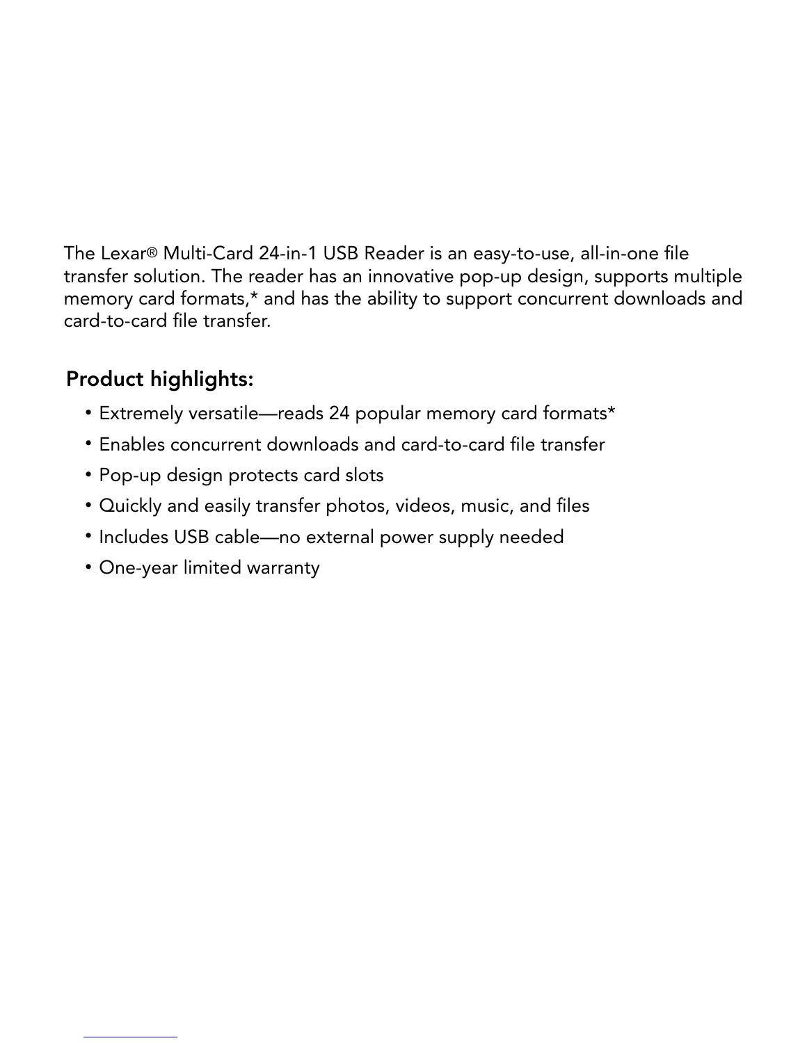The Lexar® Multi-Card 24-in-1 USB Reader is an easy-to-use, all-in-one file transfer solution. The reader has an innovative pop-up design, supports multiple memory card formats,* and has the ability to support concurrent downloads and card-to-card file transfer.

## Product highlights:

- Extremely versatile—reads 24 popular memory card formats*
- Enables concurrent downloads and card-to-card file transfer
- Pop-up design protects card slots
- Quickly and easily transfer photos, videos, music, and files
- Includes USB cable—no external power supply needed
- One-year limited warranty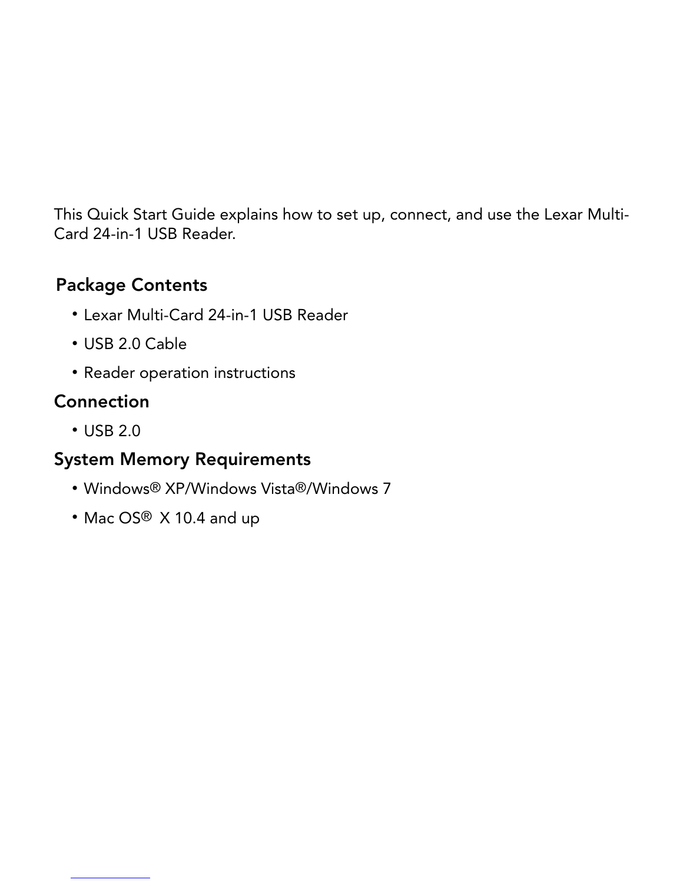This Quick Start Guide explains how to set up, connect, and use the Lexar Multi-Card 24-in-1 USB Reader.

## Package Contents

- Lexar Multi-Card 24-in-1 USB Reader
- USB 2.0 Cable
- Reader operation instructions

## Connection

- USB 2.0

## System Memory Requirements

- Windows® XP/Windows Vista®/Windows 7
- Mac OS® X 10.4 and up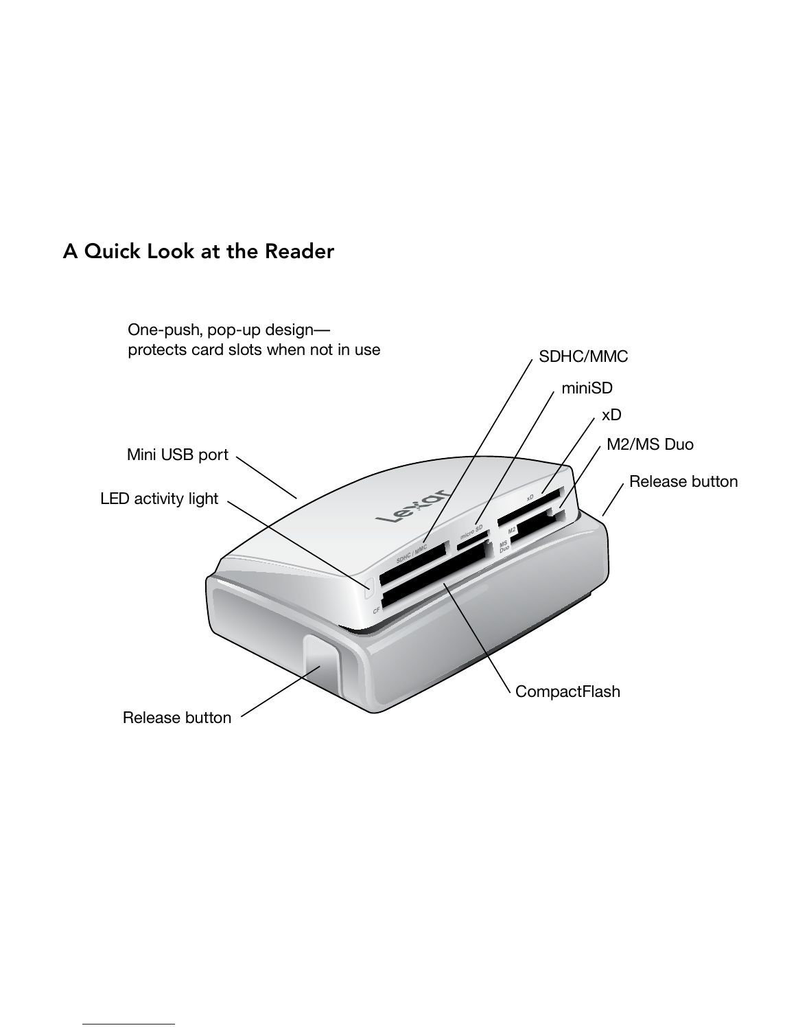## A Quick Look at the Reader

One-push, pop-up design—
protects card slots when not in use

SDHC/MMC

miniSD

xD

M2/MS Duo

Mini USB port

Release button

LED activity light

CompactFlash

Release button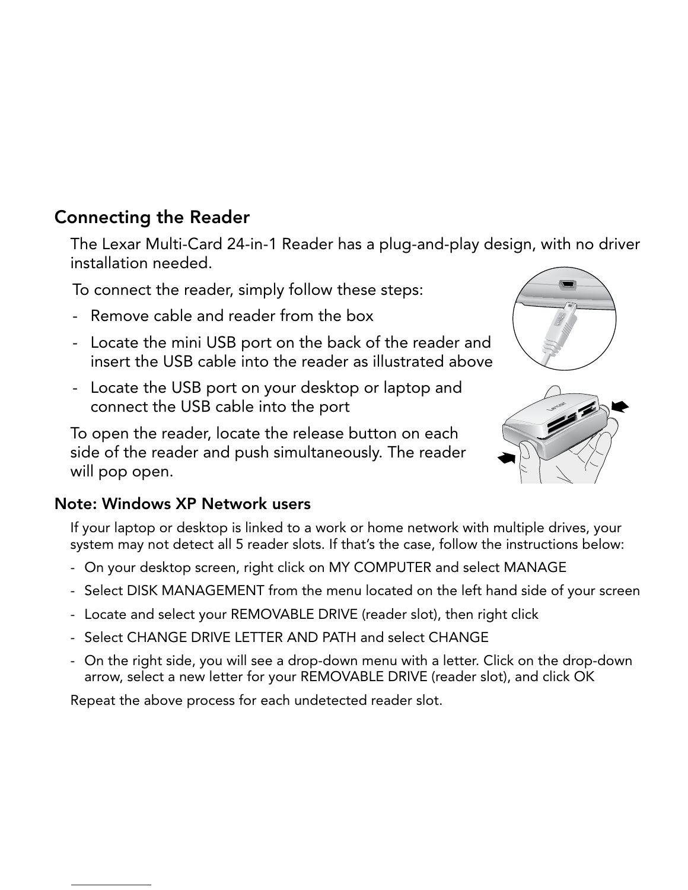## Connecting the Reader

The Lexar Multi-Card 24-in-1 Reader has a plug-and-play design, with no driver installation needed.

To connect the reader, simply follow these steps:

- Remove cable and reader from the box
- Locate the mini USB port on the back of the reader and insert the USB cable into the reader as illustrated above
- Locate the USB port on your desktop or laptop and connect the USB cable into the port

To open the reader, locate the release button on each side of the reader and push simultaneously. The reader will pop open.

### Note: Windows XP Network users

If your laptop or desktop is linked to a work or home network with multiple drives, your system may not detect all 5 reader slots. If that's the case, follow the instructions below:

- On your desktop screen, right click on MY COMPUTER and select MANAGE
- Select DISK MANAGEMENT from the menu located on the left hand side of your screen
- Locate and select your REMOVABLE DRIVE (reader slot), then right click
- Select CHANGE DRIVE LETTER AND PATH and select CHANGE
- On the right side, you will see a drop-down menu with a letter. Click on the drop-down arrow, select a new letter for your REMOVABLE DRIVE (reader slot), and click OK

Repeat the above process for each undetected reader slot.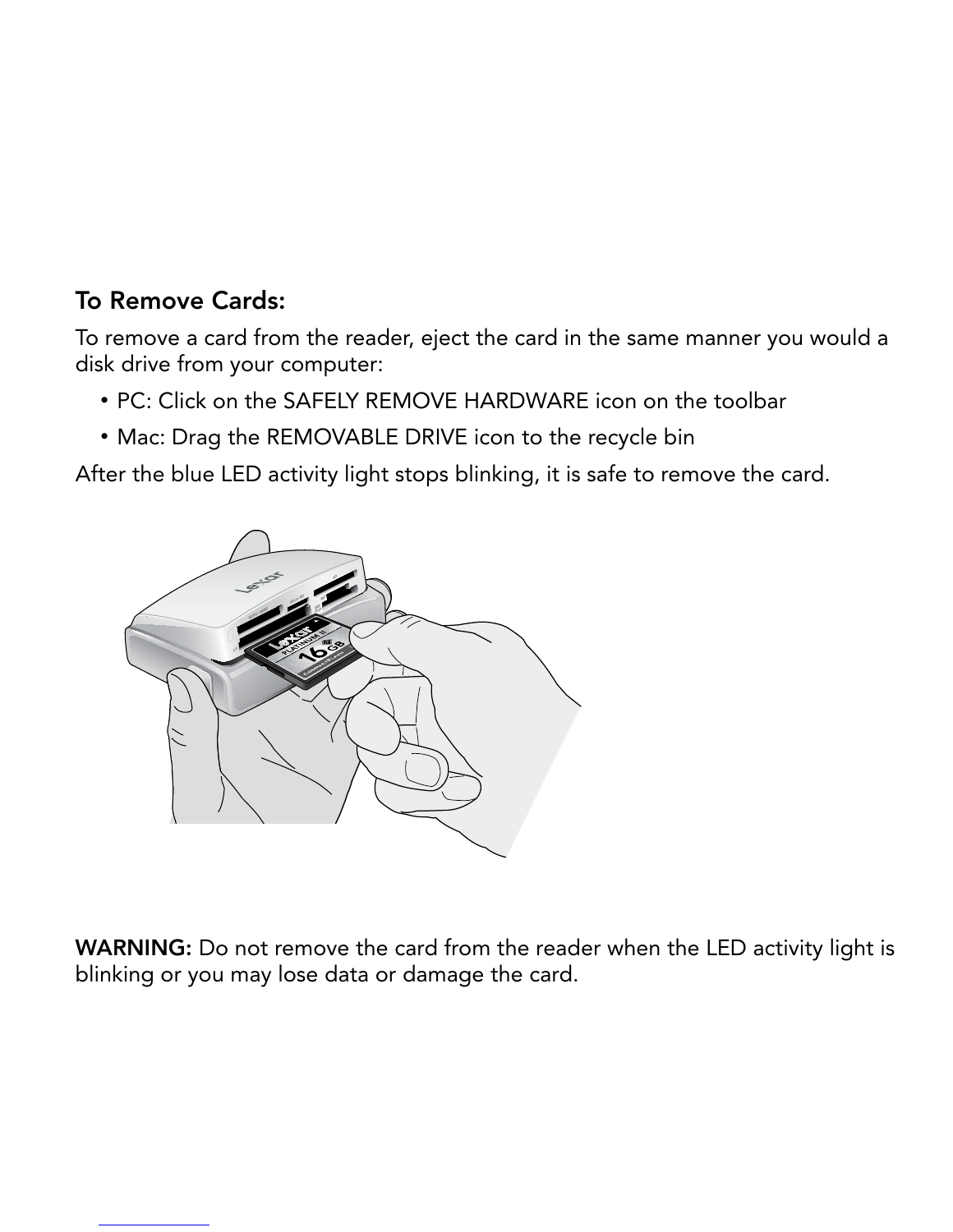### To Remove Cards:

To remove a card from the reader, eject the card in the same manner you would a disk drive from your computer:

- PC: Click on the SAFELY REMOVE HARDWARE icon on the toolbar
- Mac: Drag the REMOVABLE DRIVE icon to the recycle bin

After the blue LED activity light stops blinking, it is safe to remove the card.

**WARNING:** Do not remove the card from the reader when the LED activity light is blinking or you may lose data or damage the card.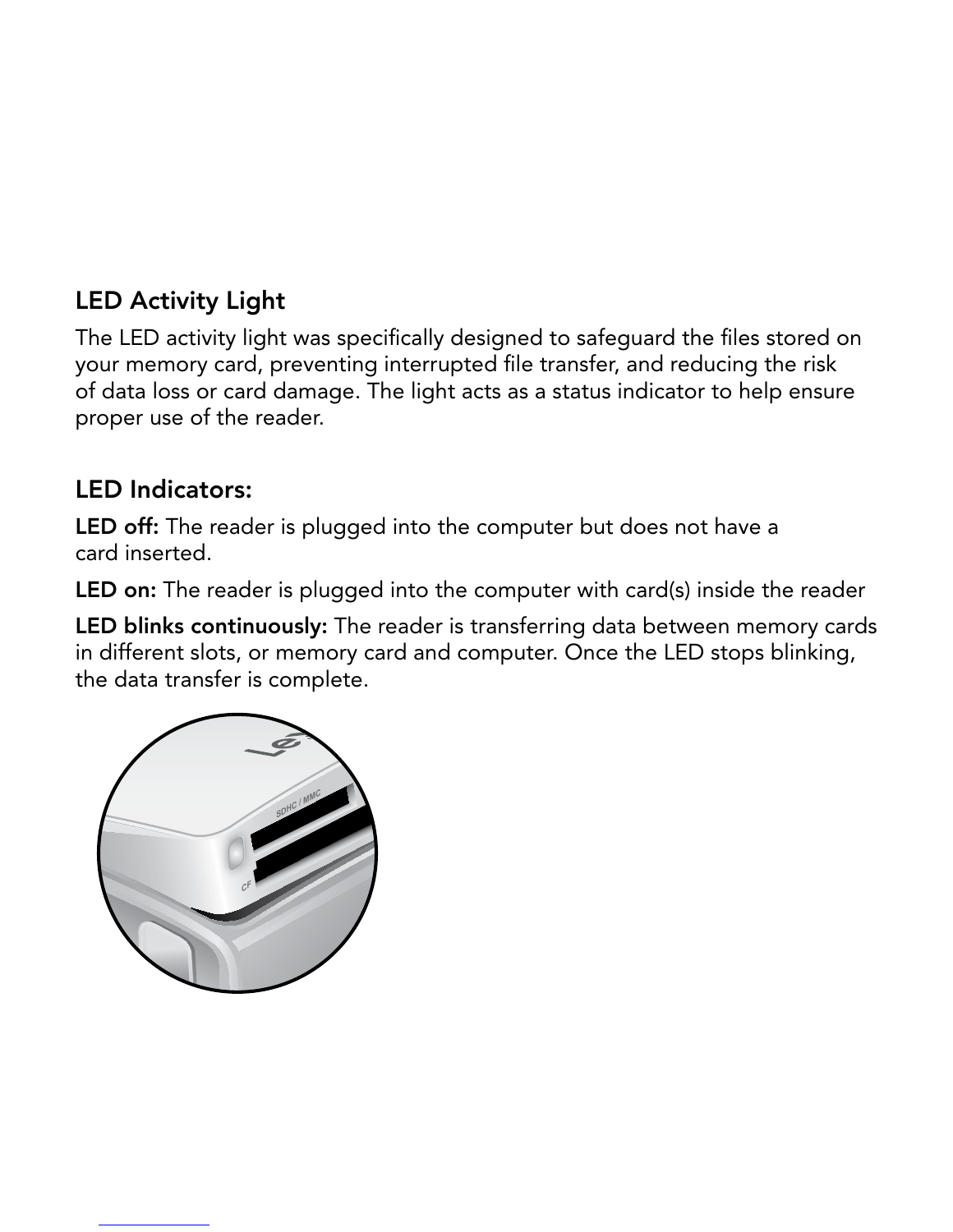## LED Activity Light

The LED activity light was specifically designed to safeguard the files stored on your memory card, preventing interrupted file transfer, and reducing the risk of data loss or card damage. The light acts as a status indicator to help ensure proper use of the reader.

## LED Indicators:

**LED off:** The reader is plugged into the computer but does not have a card inserted.

**LED on:** The reader is plugged into the computer with card(s) inside the reader

**LED blinks continuously:** The reader is transferring data between memory cards in different slots, or memory card and computer. Once the LED stops blinking, the data transfer is complete.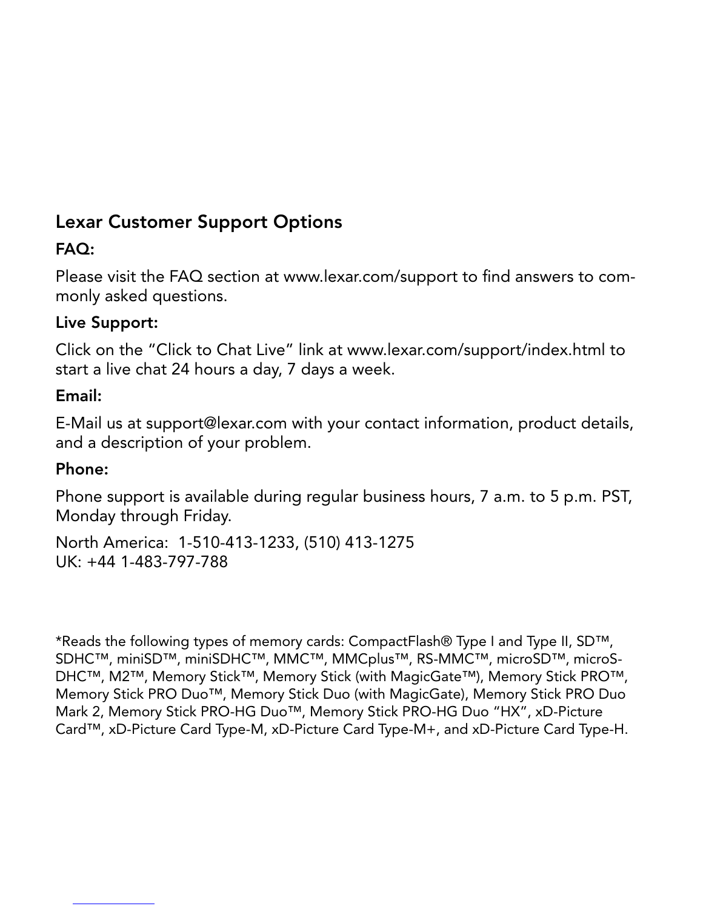## Lexar Customer Support Options

**FAQ:**

Please visit the FAQ section at www.lexar.com/support to find answers to commonly asked questions.

**Live Support:**

Click on the "Click to Chat Live" link at www.lexar.com/support/index.html to start a live chat 24 hours a day, 7 days a week.

**Email:**

E-Mail us at support@lexar.com with your contact information, product details, and a description of your problem.

**Phone:**

Phone support is available during regular business hours, 7 a.m. to 5 p.m. PST, Monday through Friday.

North America: 1-510-413-1233, (510) 413-1275
UK: +44 1-483-797-788

*Reads the following types of memory cards: CompactFlash® Type I and Type II, SD™, SDHC™, miniSD™, miniSDHC™, MMC™, MMCplus™, RS-MMC™, microSD™, microSDHC™, M2™, Memory Stick™, Memory Stick (with MagicGate™), Memory Stick PRO™, Memory Stick PRO Duo™, Memory Stick Duo (with MagicGate), Memory Stick PRO Duo Mark 2, Memory Stick PRO-HG Duo™, Memory Stick PRO-HG Duo "HX", xD-Picture Card™, xD-Picture Card Type-M, xD-Picture Card Type-M+, and xD-Picture Card Type-H.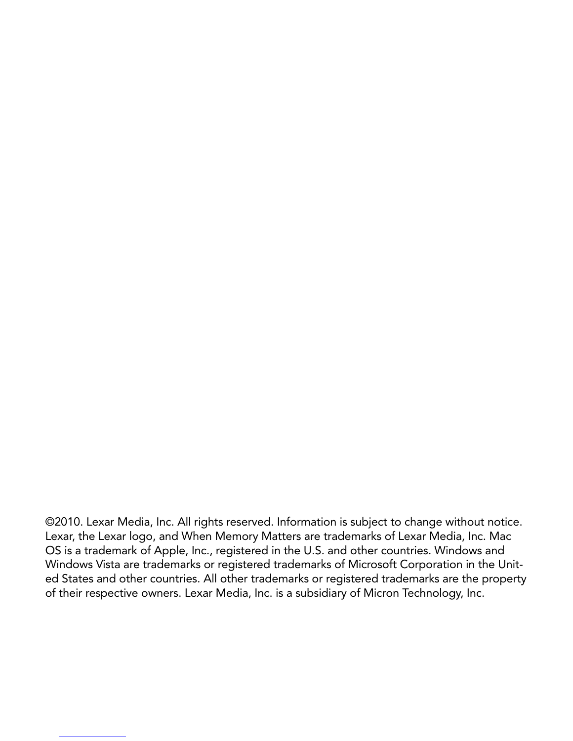©2010. Lexar Media, Inc. All rights reserved. Information is subject to change without notice. Lexar, the Lexar logo, and When Memory Matters are trademarks of Lexar Media, Inc. Mac OS is a trademark of Apple, Inc., registered in the U.S. and other countries. Windows and Windows Vista are trademarks or registered trademarks of Microsoft Corporation in the United States and other countries. All other trademarks or registered trademarks are the property of their respective owners. Lexar Media, Inc. is a subsidiary of Micron Technology, Inc.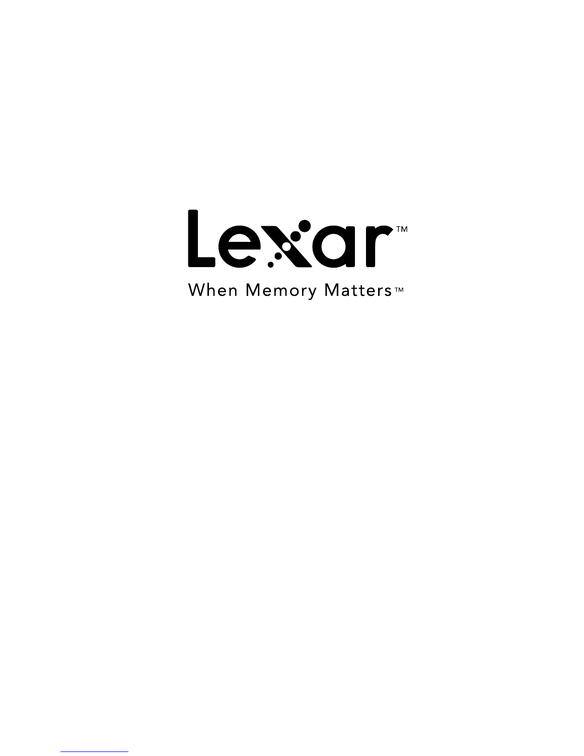Lexar™

When Memory Matters™